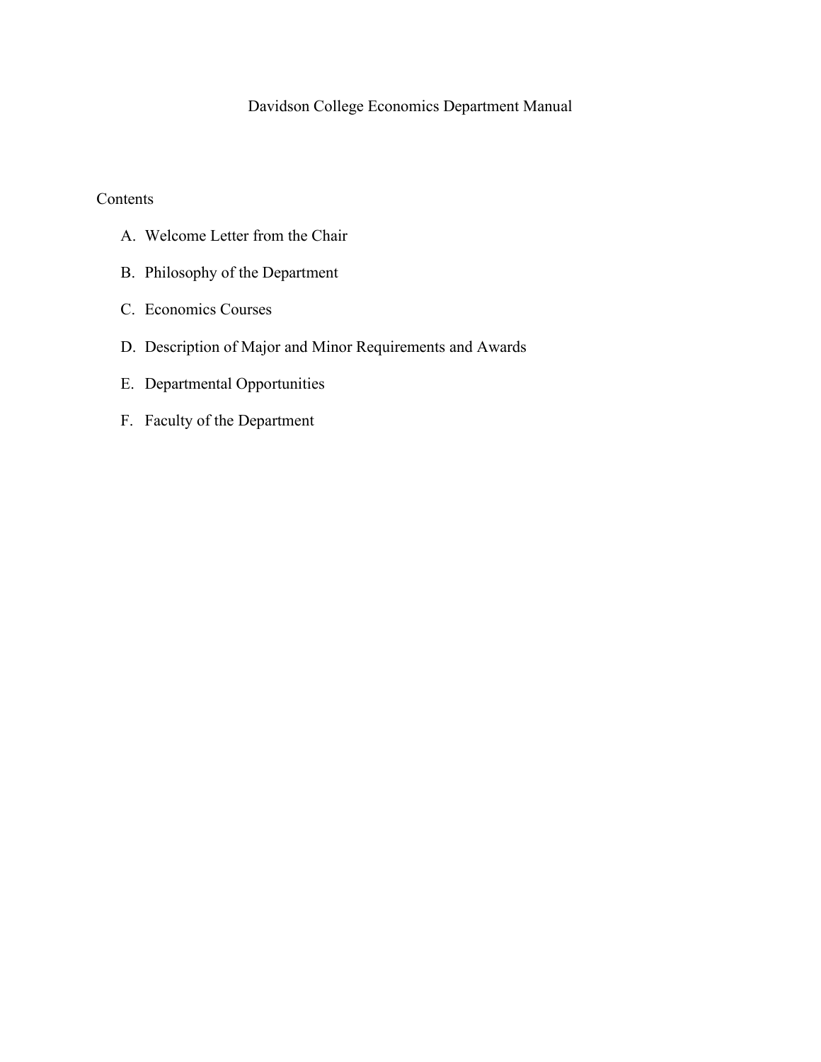# Davidson College Economics Department Manual

## Contents

A. Welcome Letter from the Chair

B. Philosophy of the Department

C. Economics Courses

D. Description of Major and Minor Requirements and Awards

E. Departmental Opportunities

F. Faculty of the Department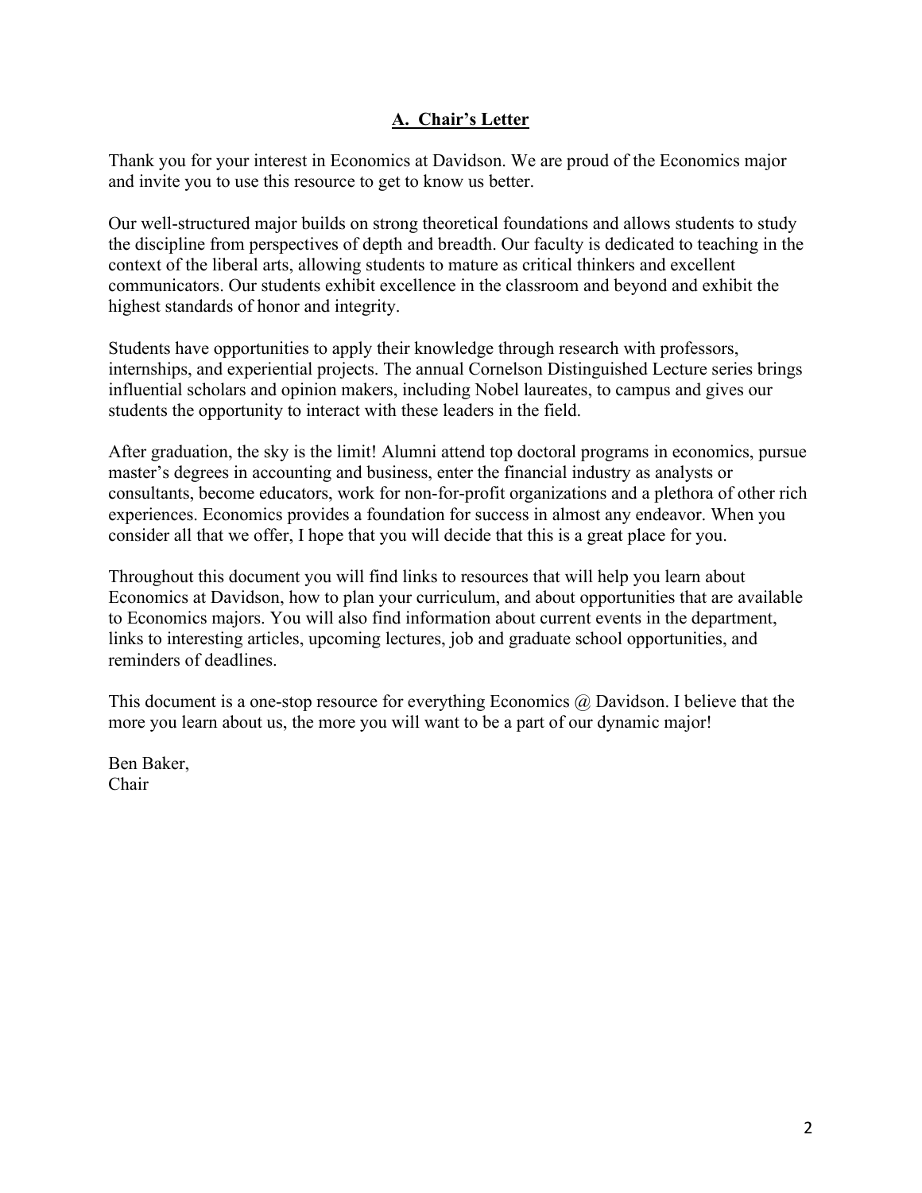## A. Chair's Letter

Thank you for your interest in Economics at Davidson. We are proud of the Economics major and invite you to use this resource to get to know us better.

Our well-structured major builds on strong theoretical foundations and allows students to study the discipline from perspectives of depth and breadth. Our faculty is dedicated to teaching in the context of the liberal arts, allowing students to mature as critical thinkers and excellent communicators. Our students exhibit excellence in the classroom and beyond and exhibit the highest standards of honor and integrity.

Students have opportunities to apply their knowledge through research with professors, internships, and experiential projects. The annual Cornelson Distinguished Lecture series brings influential scholars and opinion makers, including Nobel laureates, to campus and gives our students the opportunity to interact with these leaders in the field.

After graduation, the sky is the limit! Alumni attend top doctoral programs in economics, pursue master's degrees in accounting and business, enter the financial industry as analysts or consultants, become educators, work for non-for-profit organizations and a plethora of other rich experiences. Economics provides a foundation for success in almost any endeavor. When you consider all that we offer, I hope that you will decide that this is a great place for you.

Throughout this document you will find links to resources that will help you learn about Economics at Davidson, how to plan your curriculum, and about opportunities that are available to Economics majors. You will also find information about current events in the department, links to interesting articles, upcoming lectures, job and graduate school opportunities, and reminders of deadlines.

This document is a one-stop resource for everything Economics @ Davidson. I believe that the more you learn about us, the more you will want to be a part of our dynamic major!

Ben Baker,
Chair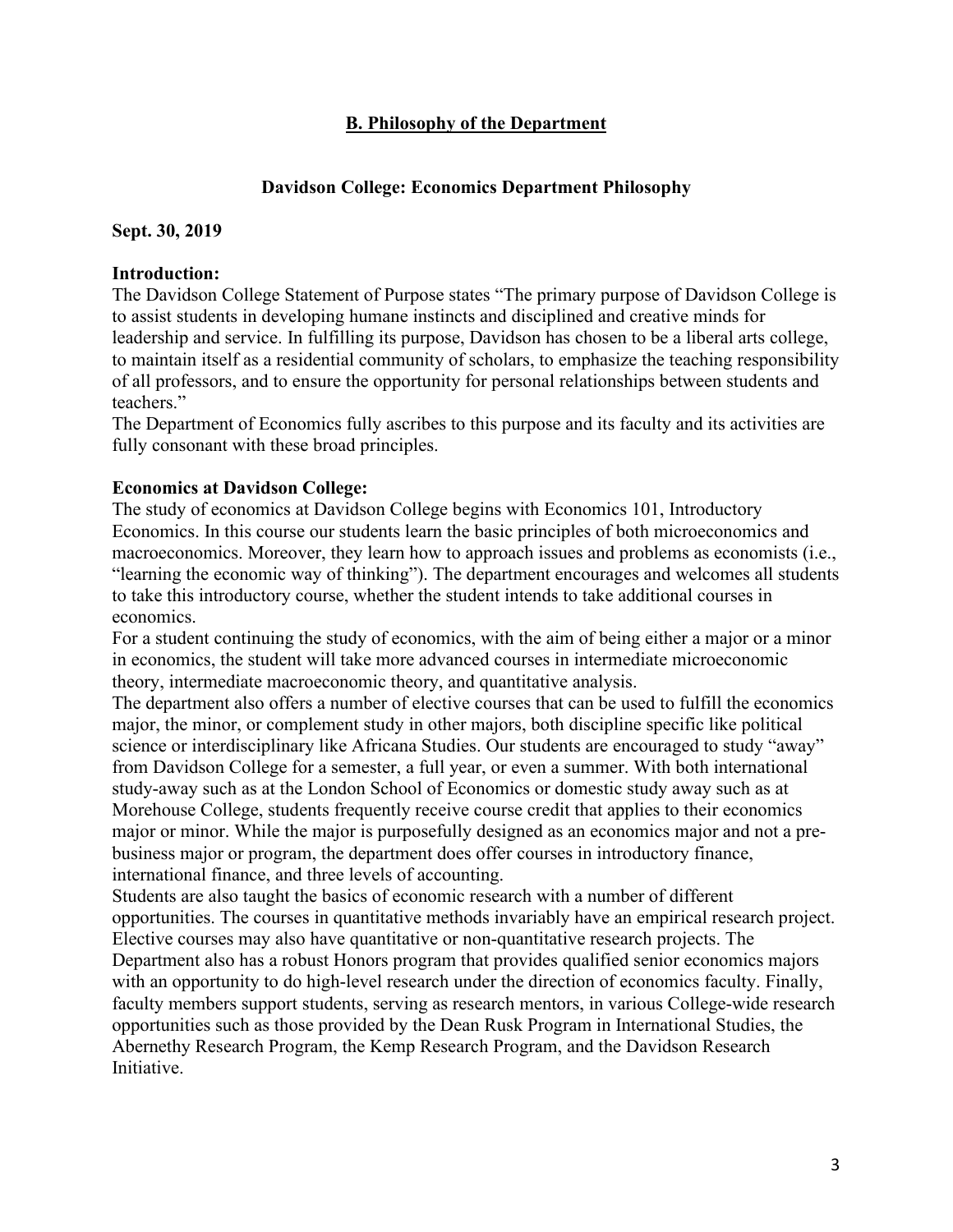## B. Philosophy of the Department

### Davidson College: Economics Department Philosophy

**Sept. 30, 2019**

**Introduction:**

The Davidson College Statement of Purpose states "The primary purpose of Davidson College is to assist students in developing humane instincts and disciplined and creative minds for leadership and service. In fulfilling its purpose, Davidson has chosen to be a liberal arts college, to maintain itself as a residential community of scholars, to emphasize the teaching responsibility of all professors, and to ensure the opportunity for personal relationships between students and teachers."

The Department of Economics fully ascribes to this purpose and its faculty and its activities are fully consonant with these broad principles.

**Economics at Davidson College:**

The study of economics at Davidson College begins with Economics 101, Introductory Economics. In this course our students learn the basic principles of both microeconomics and macroeconomics. Moreover, they learn how to approach issues and problems as economists (i.e., "learning the economic way of thinking"). The department encourages and welcomes all students to take this introductory course, whether the student intends to take additional courses in economics.

For a student continuing the study of economics, with the aim of being either a major or a minor in economics, the student will take more advanced courses in intermediate microeconomic theory, intermediate macroeconomic theory, and quantitative analysis.

The department also offers a number of elective courses that can be used to fulfill the economics major, the minor, or complement study in other majors, both discipline specific like political science or interdisciplinary like Africana Studies. Our students are encouraged to study "away" from Davidson College for a semester, a full year, or even a summer. With both international study-away such as at the London School of Economics or domestic study away such as at Morehouse College, students frequently receive course credit that applies to their economics major or minor. While the major is purposefully designed as an economics major and not a pre-business major or program, the department does offer courses in introductory finance, international finance, and three levels of accounting.

Students are also taught the basics of economic research with a number of different opportunities. The courses in quantitative methods invariably have an empirical research project. Elective courses may also have quantitative or non-quantitative research projects. The Department also has a robust Honors program that provides qualified senior economics majors with an opportunity to do high-level research under the direction of economics faculty. Finally, faculty members support students, serving as research mentors, in various College-wide research opportunities such as those provided by the Dean Rusk Program in International Studies, the Abernethy Research Program, the Kemp Research Program, and the Davidson Research Initiative.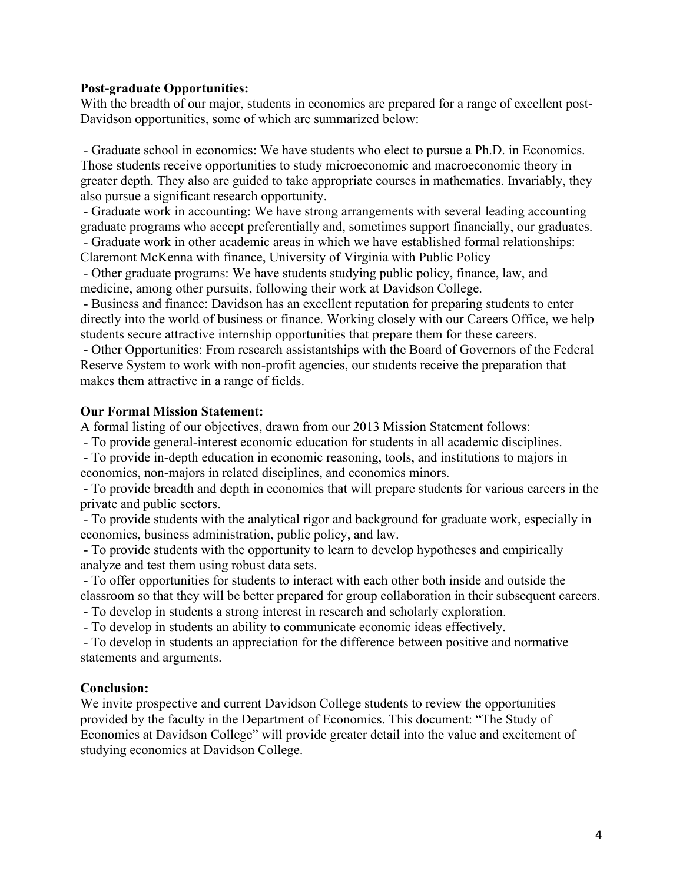**Post-graduate Opportunities:**

With the breadth of our major, students in economics are prepared for a range of excellent post-Davidson opportunities, some of which are summarized below:

- Graduate school in economics: We have students who elect to pursue a Ph.D. in Economics. Those students receive opportunities to study microeconomic and macroeconomic theory in greater depth. They also are guided to take appropriate courses in mathematics. Invariably, they also pursue a significant research opportunity.
- Graduate work in accounting: We have strong arrangements with several leading accounting graduate programs who accept preferentially and, sometimes support financially, our graduates.
- Graduate work in other academic areas in which we have established formal relationships: Claremont McKenna with finance, University of Virginia with Public Policy
- Other graduate programs: We have students studying public policy, finance, law, and medicine, among other pursuits, following their work at Davidson College.
- Business and finance: Davidson has an excellent reputation for preparing students to enter directly into the world of business or finance. Working closely with our Careers Office, we help students secure attractive internship opportunities that prepare them for these careers.
- Other Opportunities: From research assistantships with the Board of Governors of the Federal Reserve System to work with non-profit agencies, our students receive the preparation that makes them attractive in a range of fields.

**Our Formal Mission Statement:**

A formal listing of our objectives, drawn from our 2013 Mission Statement follows:

- To provide general-interest economic education for students in all academic disciplines.
- To provide in-depth education in economic reasoning, tools, and institutions to majors in economics, non-majors in related disciplines, and economics minors.
- To provide breadth and depth in economics that will prepare students for various careers in the private and public sectors.
- To provide students with the analytical rigor and background for graduate work, especially in economics, business administration, public policy, and law.
- To provide students with the opportunity to learn to develop hypotheses and empirically analyze and test them using robust data sets.
- To offer opportunities for students to interact with each other both inside and outside the classroom so that they will be better prepared for group collaboration in their subsequent careers.
- To develop in students a strong interest in research and scholarly exploration.
- To develop in students an ability to communicate economic ideas effectively.
- To develop in students an appreciation for the difference between positive and normative statements and arguments.

**Conclusion:**

We invite prospective and current Davidson College students to review the opportunities provided by the faculty in the Department of Economics. This document: "The Study of Economics at Davidson College" will provide greater detail into the value and excitement of studying economics at Davidson College.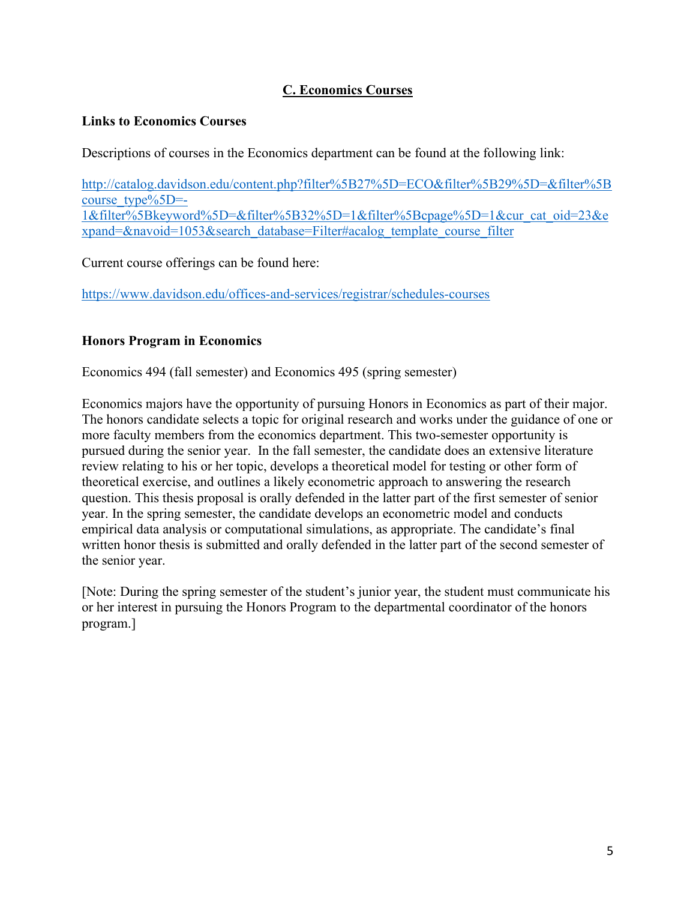## C. Economics Courses

### Links to Economics Courses

Descriptions of courses in the Economics department can be found at the following link:

http://catalog.davidson.edu/content.php?filter%5B27%5D=ECO&filter%5B29%5D=&filter%5Bcourse_type%5D=-1&filter%5Bkeyword%5D=&filter%5B32%5D=1&filter%5Bcpage%5D=1&cur_cat_oid=23&expand=&navoid=1053&search_database=Filter#acalog_template_course_filter

Current course offerings can be found here:

https://www.davidson.edu/offices-and-services/registrar/schedules-courses

### Honors Program in Economics

Economics 494 (fall semester) and Economics 495 (spring semester)

Economics majors have the opportunity of pursuing Honors in Economics as part of their major. The honors candidate selects a topic for original research and works under the guidance of one or more faculty members from the economics department. This two-semester opportunity is pursued during the senior year. In the fall semester, the candidate does an extensive literature review relating to his or her topic, develops a theoretical model for testing or other form of theoretical exercise, and outlines a likely econometric approach to answering the research question. This thesis proposal is orally defended in the latter part of the first semester of senior year. In the spring semester, the candidate develops an econometric model and conducts empirical data analysis or computational simulations, as appropriate. The candidate's final written honor thesis is submitted and orally defended in the latter part of the second semester of the senior year.

[Note: During the spring semester of the student's junior year, the student must communicate his or her interest in pursuing the Honors Program to the departmental coordinator of the honors program.]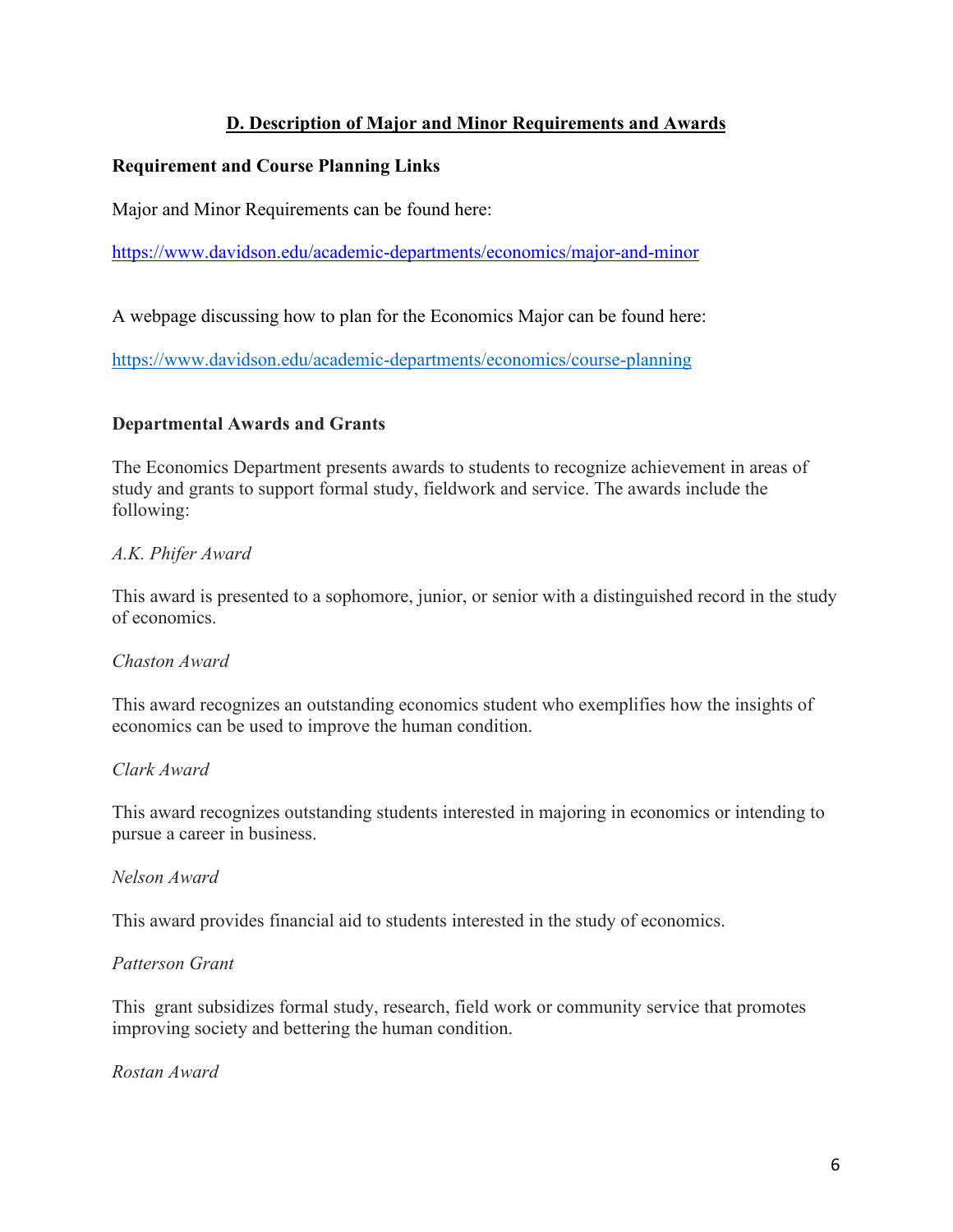## D. Description of Major and Minor Requirements and Awards

### Requirement and Course Planning Links

Major and Minor Requirements can be found here:

https://www.davidson.edu/academic-departments/economics/major-and-minor

A webpage discussing how to plan for the Economics Major can be found here:

https://www.davidson.edu/academic-departments/economics/course-planning

### Departmental Awards and Grants

The Economics Department presents awards to students to recognize achievement in areas of study and grants to support formal study, fieldwork and service. The awards include the following:

*A.K. Phifer Award*

This award is presented to a sophomore, junior, or senior with a distinguished record in the study of economics.

*Chaston Award*

This award recognizes an outstanding economics student who exemplifies how the insights of economics can be used to improve the human condition.

*Clark Award*

This award recognizes outstanding students interested in majoring in economics or intending to pursue a career in business.

*Nelson Award*

This award provides financial aid to students interested in the study of economics.

*Patterson Grant*

This grant subsidizes formal study, research, field work or community service that promotes improving society and bettering the human condition.

*Rostan Award*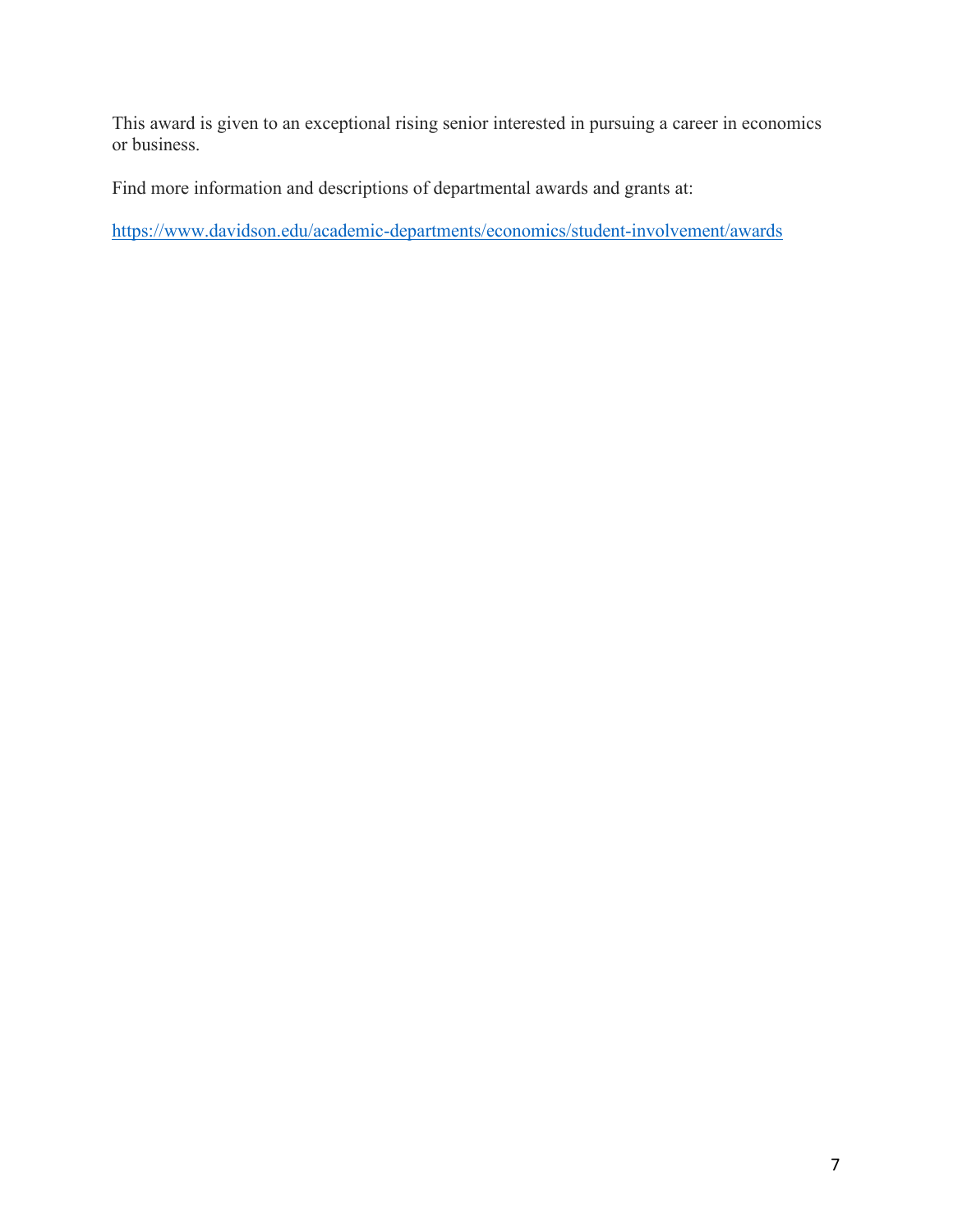This award is given to an exceptional rising senior interested in pursuing a career in economics or business.

Find more information and descriptions of departmental awards and grants at:

https://www.davidson.edu/academic-departments/economics/student-involvement/awards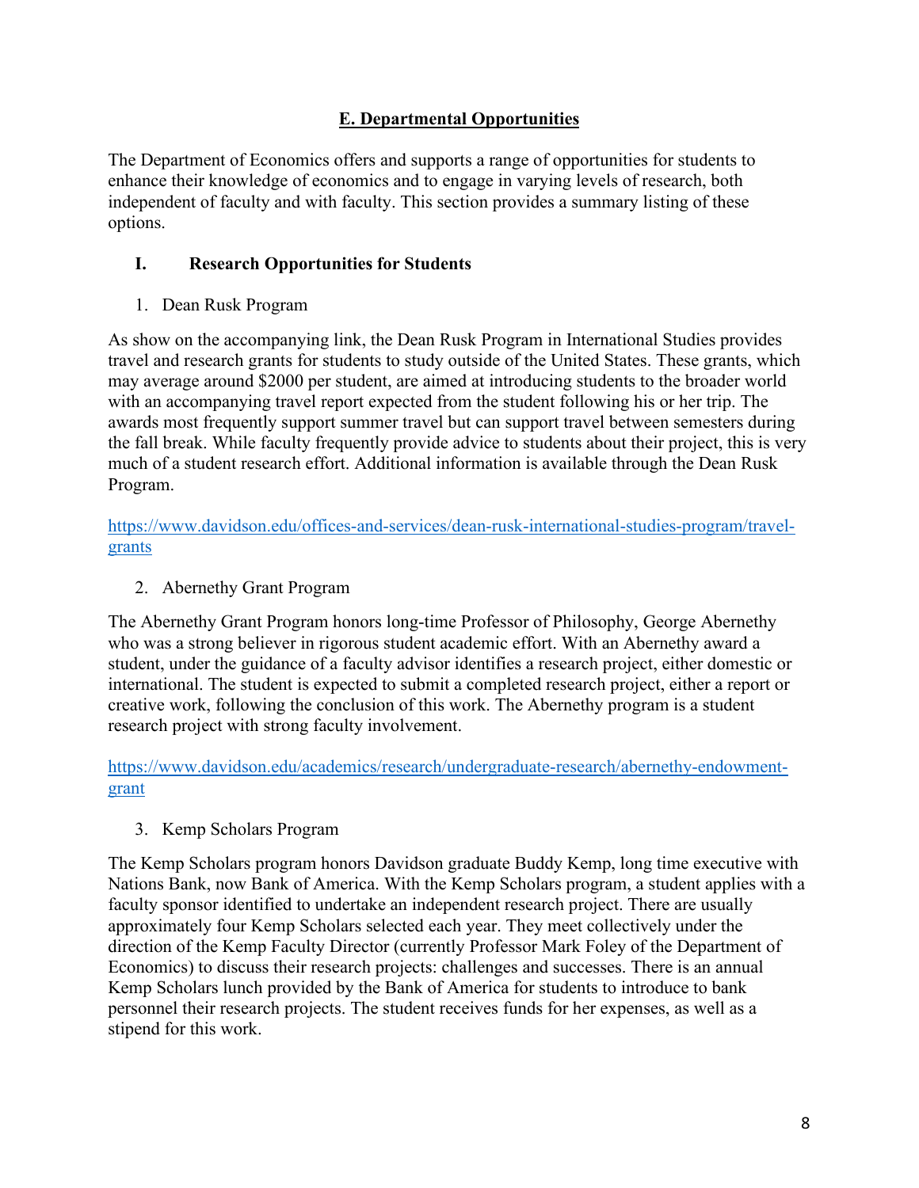## E. Departmental Opportunities

The Department of Economics offers and supports a range of opportunities for students to enhance their knowledge of economics and to engage in varying levels of research, both independent of faculty and with faculty. This section provides a summary listing of these options.

### I. Research Opportunities for Students

1. Dean Rusk Program

As show on the accompanying link, the Dean Rusk Program in International Studies provides travel and research grants for students to study outside of the United States. These grants, which may average around $2000 per student, are aimed at introducing students to the broader world with an accompanying travel report expected from the student following his or her trip. The awards most frequently support summer travel but can support travel between semesters during the fall break. While faculty frequently provide advice to students about their project, this is very much of a student research effort. Additional information is available through the Dean Rusk Program.

https://www.davidson.edu/offices-and-services/dean-rusk-international-studies-program/travel-grants

2. Abernethy Grant Program

The Abernethy Grant Program honors long-time Professor of Philosophy, George Abernethy who was a strong believer in rigorous student academic effort. With an Abernethy award a student, under the guidance of a faculty advisor identifies a research project, either domestic or international. The student is expected to submit a completed research project, either a report or creative work, following the conclusion of this work. The Abernethy program is a student research project with strong faculty involvement.

https://www.davidson.edu/academics/research/undergraduate-research/abernethy-endowment-grant

3. Kemp Scholars Program

The Kemp Scholars program honors Davidson graduate Buddy Kemp, long time executive with Nations Bank, now Bank of America. With the Kemp Scholars program, a student applies with a faculty sponsor identified to undertake an independent research project. There are usually approximately four Kemp Scholars selected each year. They meet collectively under the direction of the Kemp Faculty Director (currently Professor Mark Foley of the Department of Economics) to discuss their research projects: challenges and successes. There is an annual Kemp Scholars lunch provided by the Bank of America for students to introduce to bank personnel their research projects. The student receives funds for her expenses, as well as a stipend for this work.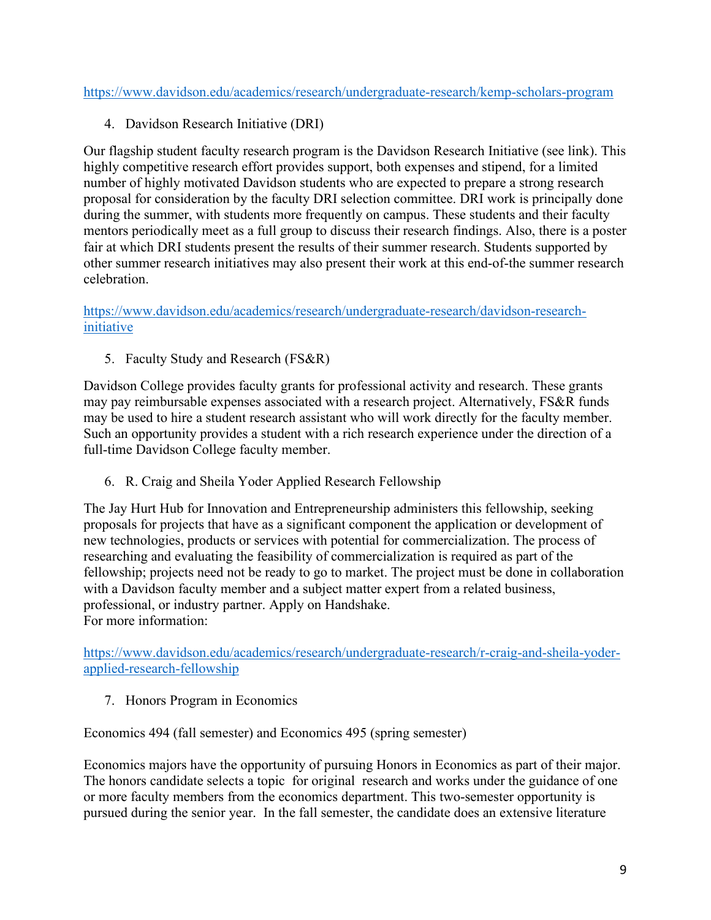https://www.davidson.edu/academics/research/undergraduate-research/kemp-scholars-program

4. Davidson Research Initiative (DRI)

Our flagship student faculty research program is the Davidson Research Initiative (see link). This highly competitive research effort provides support, both expenses and stipend, for a limited number of highly motivated Davidson students who are expected to prepare a strong research proposal for consideration by the faculty DRI selection committee. DRI work is principally done during the summer, with students more frequently on campus. These students and their faculty mentors periodically meet as a full group to discuss their research findings. Also, there is a poster fair at which DRI students present the results of their summer research. Students supported by other summer research initiatives may also present their work at this end-of-the summer research celebration.

https://www.davidson.edu/academics/research/undergraduate-research/davidson-research-initiative

5. Faculty Study and Research (FS&R)

Davidson College provides faculty grants for professional activity and research. These grants may pay reimbursable expenses associated with a research project. Alternatively, FS&R funds may be used to hire a student research assistant who will work directly for the faculty member. Such an opportunity provides a student with a rich research experience under the direction of a full-time Davidson College faculty member.

6. R. Craig and Sheila Yoder Applied Research Fellowship

The Jay Hurt Hub for Innovation and Entrepreneurship administers this fellowship, seeking proposals for projects that have as a significant component the application or development of new technologies, products or services with potential for commercialization. The process of researching and evaluating the feasibility of commercialization is required as part of the fellowship; projects need not be ready to go to market. The project must be done in collaboration with a Davidson faculty member and a subject matter expert from a related business, professional, or industry partner. Apply on Handshake.
For more information:

https://www.davidson.edu/academics/research/undergraduate-research/r-craig-and-sheila-yoder-applied-research-fellowship

7. Honors Program in Economics

Economics 494 (fall semester) and Economics 495 (spring semester)

Economics majors have the opportunity of pursuing Honors in Economics as part of their major. The honors candidate selects a topic for original research and works under the guidance of one or more faculty members from the economics department. This two-semester opportunity is pursued during the senior year. In the fall semester, the candidate does an extensive literature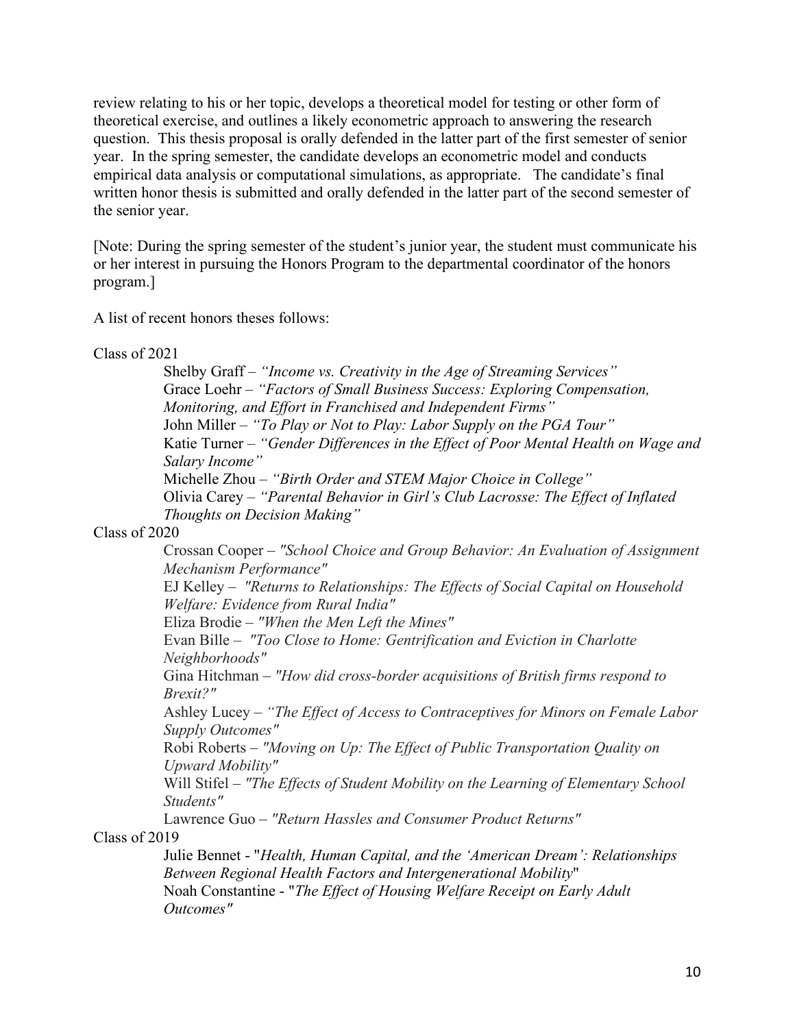review relating to his or her topic, develops a theoretical model for testing or other form of theoretical exercise, and outlines a likely econometric approach to answering the research question. This thesis proposal is orally defended in the latter part of the first semester of senior year. In the spring semester, the candidate develops an econometric model and conducts empirical data analysis or computational simulations, as appropriate. The candidate's final written honor thesis is submitted and orally defended in the latter part of the second semester of the senior year.

[Note: During the spring semester of the student's junior year, the student must communicate his or her interest in pursuing the Honors Program to the departmental coordinator of the honors program.]

A list of recent honors theses follows:

Class of 2021

- Shelby Graff – *"Income vs. Creativity in the Age of Streaming Services"*
- Grace Loehr – *"Factors of Small Business Success: Exploring Compensation, Monitoring, and Effort in Franchised and Independent Firms"*
- John Miller – *"To Play or Not to Play: Labor Supply on the PGA Tour"*
- Katie Turner – *"Gender Differences in the Effect of Poor Mental Health on Wage and Salary Income"*
- Michelle Zhou – *"Birth Order and STEM Major Choice in College"*
- Olivia Carey – *"Parental Behavior in Girl's Club Lacrosse: The Effect of Inflated Thoughts on Decision Making"*

Class of 2020

- Crossan Cooper – *"School Choice and Group Behavior: An Evaluation of Assignment Mechanism Performance"*
- EJ Kelley – *"Returns to Relationships: The Effects of Social Capital on Household Welfare: Evidence from Rural India"*
- Eliza Brodie – *"When the Men Left the Mines"*
- Evan Bille – *"Too Close to Home: Gentrification and Eviction in Charlotte Neighborhoods"*
- Gina Hitchman – *"How did cross-border acquisitions of British firms respond to Brexit?"*
- Ashley Lucey – *"The Effect of Access to Contraceptives for Minors on Female Labor Supply Outcomes"*
- Robi Roberts – *"Moving on Up: The Effect of Public Transportation Quality on Upward Mobility"*
- Will Stifel – *"The Effects of Student Mobility on the Learning of Elementary School Students"*
- Lawrence Guo – *"Return Hassles and Consumer Product Returns"*

Class of 2019

- Julie Bennet - "*Health, Human Capital, and the 'American Dream': Relationships Between Regional Health Factors and Intergenerational Mobility*"
- Noah Constantine - "*The Effect of Housing Welfare Receipt on Early Adult Outcomes*"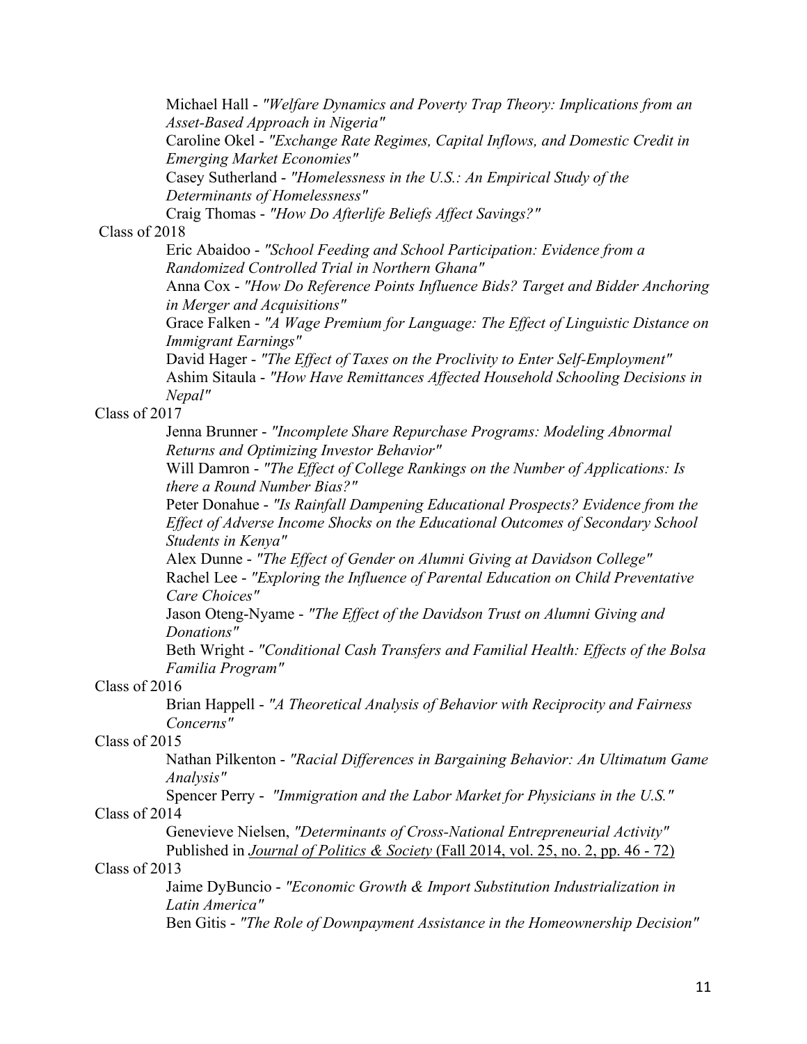Michael Hall - *"Welfare Dynamics and Poverty Trap Theory: Implications from an Asset-Based Approach in Nigeria"*
Caroline Okel - *"Exchange Rate Regimes, Capital Inflows, and Domestic Credit in Emerging Market Economies"*
Casey Sutherland - *"Homelessness in the U.S.: An Empirical Study of the Determinants of Homelessness"*
Craig Thomas - *"How Do Afterlife Beliefs Affect Savings?"*

Class of 2018

Eric Abaidoo - *"School Feeding and School Participation: Evidence from a Randomized Controlled Trial in Northern Ghana"*
Anna Cox - *"How Do Reference Points Influence Bids? Target and Bidder Anchoring in Merger and Acquisitions"*
Grace Falken - *"A Wage Premium for Language: The Effect of Linguistic Distance on Immigrant Earnings"*
David Hager - *"The Effect of Taxes on the Proclivity to Enter Self-Employment"*
Ashim Sitaula - *"How Have Remittances Affected Household Schooling Decisions in Nepal"*

Class of 2017

Jenna Brunner - *"Incomplete Share Repurchase Programs: Modeling Abnormal Returns and Optimizing Investor Behavior"*
Will Damron - *"The Effect of College Rankings on the Number of Applications: Is there a Round Number Bias?"*
Peter Donahue - *"Is Rainfall Dampening Educational Prospects? Evidence from the Effect of Adverse Income Shocks on the Educational Outcomes of Secondary School Students in Kenya"*
Alex Dunne - *"The Effect of Gender on Alumni Giving at Davidson College"*
Rachel Lee - *"Exploring the Influence of Parental Education on Child Preventative Care Choices"*
Jason Oteng-Nyame - *"The Effect of the Davidson Trust on Alumni Giving and Donations"*
Beth Wright - *"Conditional Cash Transfers and Familial Health: Effects of the Bolsa Familia Program"*

Class of 2016

Brian Happell - *"A Theoretical Analysis of Behavior with Reciprocity and Fairness Concerns"*

Class of 2015

Nathan Pilkenton - *"Racial Differences in Bargaining Behavior: An Ultimatum Game Analysis"*
Spencer Perry - *"Immigration and the Labor Market for Physicians in the U.S."*

Class of 2014

Genevieve Nielsen, *"Determinants of Cross-National Entrepreneurial Activity"*
Published in *Journal of Politics & Society* (Fall 2014, vol. 25, no. 2, pp. 46 - 72)

Class of 2013

Jaime DyBuncio - *"Economic Growth & Import Substitution Industrialization in Latin America"*
Ben Gitis - *"The Role of Downpayment Assistance in the Homeownership Decision"*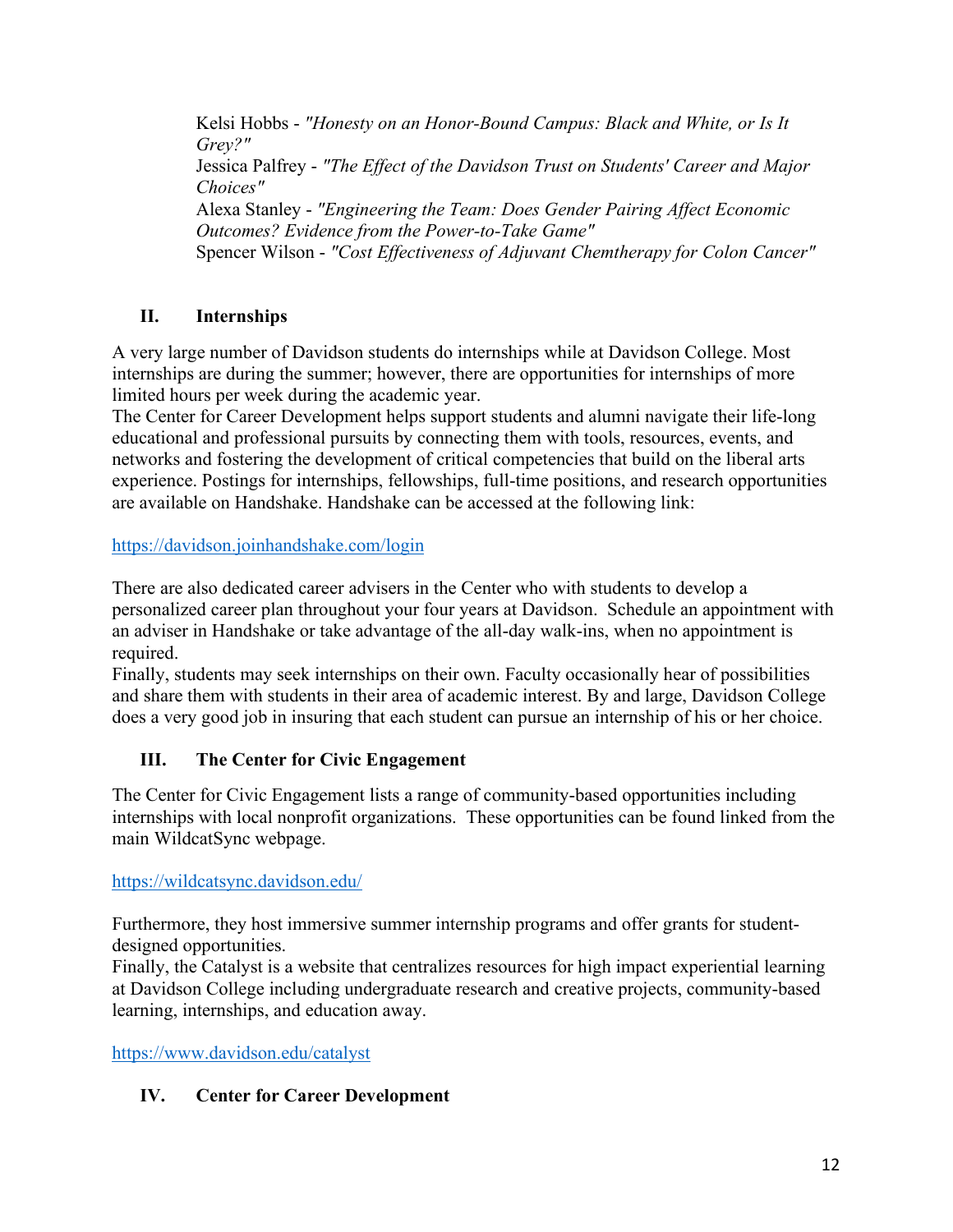Kelsi Hobbs - *"Honesty on an Honor-Bound Campus: Black and White, or Is It Grey?"*
Jessica Palfrey - *"The Effect of the Davidson Trust on Students' Career and Major Choices"*
Alexa Stanley - *"Engineering the Team: Does Gender Pairing Affect Economic Outcomes? Evidence from the Power-to-Take Game"*
Spencer Wilson - *"Cost Effectiveness of Adjuvant Chemtherapy for Colon Cancer"*

## II. Internships

A very large number of Davidson students do internships while at Davidson College. Most internships are during the summer; however, there are opportunities for internships of more limited hours per week during the academic year.
The Center for Career Development helps support students and alumni navigate their life-long educational and professional pursuits by connecting them with tools, resources, events, and networks and fostering the development of critical competencies that build on the liberal arts experience. Postings for internships, fellowships, full-time positions, and research opportunities are available on Handshake. Handshake can be accessed at the following link:

https://davidson.joinhandshake.com/login

There are also dedicated career advisers in the Center who with students to develop a personalized career plan throughout your four years at Davidson. Schedule an appointment with an adviser in Handshake or take advantage of the all-day walk-ins, when no appointment is required.
Finally, students may seek internships on their own. Faculty occasionally hear of possibilities and share them with students in their area of academic interest. By and large, Davidson College does a very good job in insuring that each student can pursue an internship of his or her choice.

## III. The Center for Civic Engagement

The Center for Civic Engagement lists a range of community-based opportunities including internships with local nonprofit organizations. These opportunities can be found linked from the main WildcatSync webpage.

https://wildcatsync.davidson.edu/

Furthermore, they host immersive summer internship programs and offer grants for student-designed opportunities.
Finally, the Catalyst is a website that centralizes resources for high impact experiential learning at Davidson College including undergraduate research and creative projects, community-based learning, internships, and education away.

https://www.davidson.edu/catalyst

## IV. Center for Career Development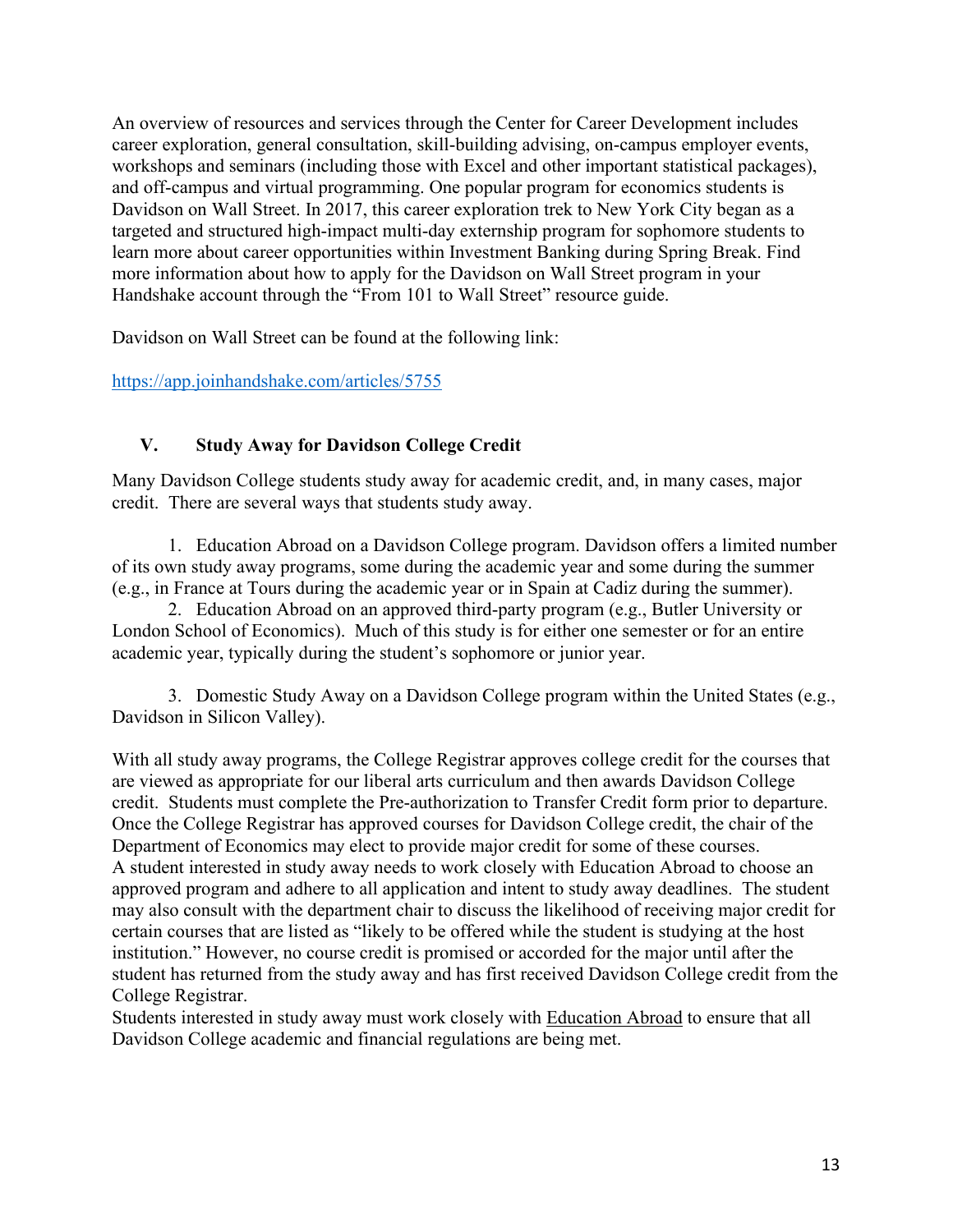An overview of resources and services through the Center for Career Development includes career exploration, general consultation, skill-building advising, on-campus employer events, workshops and seminars (including those with Excel and other important statistical packages), and off-campus and virtual programming. One popular program for economics students is Davidson on Wall Street. In 2017, this career exploration trek to New York City began as a targeted and structured high-impact multi-day externship program for sophomore students to learn more about career opportunities within Investment Banking during Spring Break. Find more information about how to apply for the Davidson on Wall Street program in your Handshake account through the "From 101 to Wall Street" resource guide.

Davidson on Wall Street can be found at the following link:

https://app.joinhandshake.com/articles/5755

## V. Study Away for Davidson College Credit

Many Davidson College students study away for academic credit, and, in many cases, major credit. There are several ways that students study away.

1. Education Abroad on a Davidson College program. Davidson offers a limited number of its own study away programs, some during the academic year and some during the summer (e.g., in France at Tours during the academic year or in Spain at Cadiz during the summer).
2. Education Abroad on an approved third-party program (e.g., Butler University or London School of Economics). Much of this study is for either one semester or for an entire academic year, typically during the student's sophomore or junior year.
3. Domestic Study Away on a Davidson College program within the United States (e.g., Davidson in Silicon Valley).

With all study away programs, the College Registrar approves college credit for the courses that are viewed as appropriate for our liberal arts curriculum and then awards Davidson College credit. Students must complete the Pre-authorization to Transfer Credit form prior to departure. Once the College Registrar has approved courses for Davidson College credit, the chair of the Department of Economics may elect to provide major credit for some of these courses.
A student interested in study away needs to work closely with Education Abroad to choose an approved program and adhere to all application and intent to study away deadlines. The student may also consult with the department chair to discuss the likelihood of receiving major credit for certain courses that are listed as "likely to be offered while the student is studying at the host institution." However, no course credit is promised or accorded for the major until after the student has returned from the study away and has first received Davidson College credit from the College Registrar.
Students interested in study away must work closely with Education Abroad to ensure that all Davidson College academic and financial regulations are being met.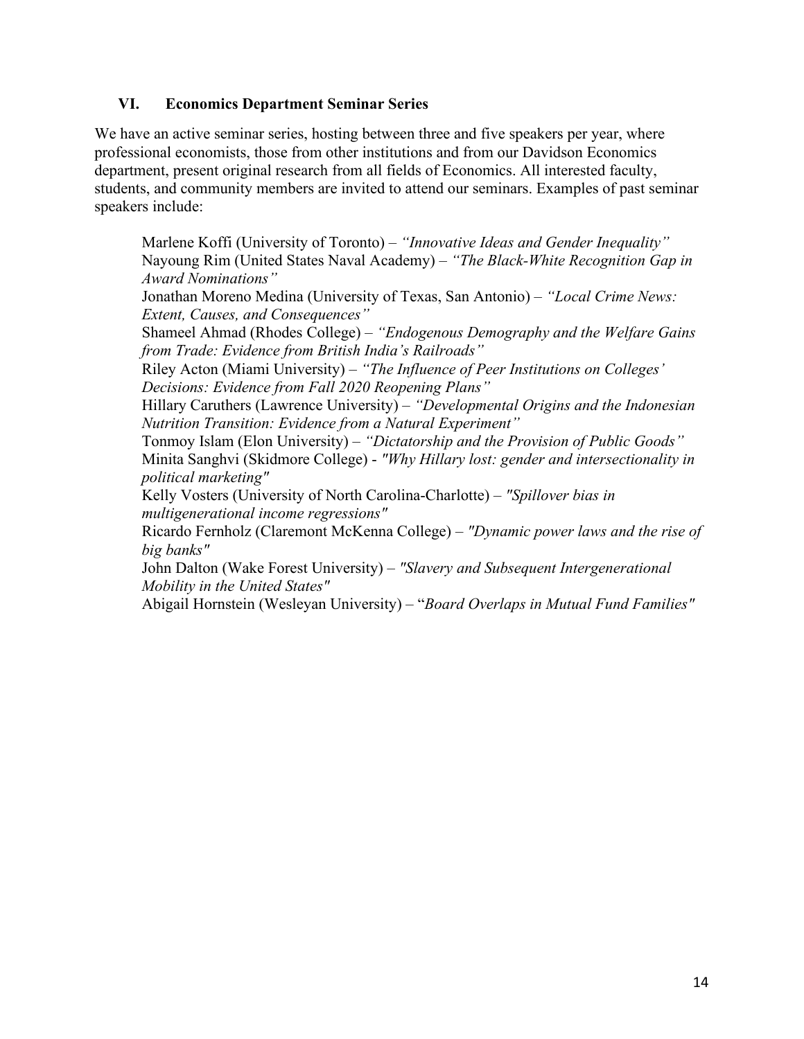## VI. Economics Department Seminar Series

We have an active seminar series, hosting between three and five speakers per year, where professional economists, those from other institutions and from our Davidson Economics department, present original research from all fields of Economics. All interested faculty, students, and community members are invited to attend our seminars. Examples of past seminar speakers include:

Marlene Koffi (University of Toronto) – *"Innovative Ideas and Gender Inequality"*
Nayoung Rim (United States Naval Academy) – *"The Black-White Recognition Gap in Award Nominations"*
Jonathan Moreno Medina (University of Texas, San Antonio) – *"Local Crime News: Extent, Causes, and Consequences"*
Shameel Ahmad (Rhodes College) – *"Endogenous Demography and the Welfare Gains from Trade: Evidence from British India's Railroads"*
Riley Acton (Miami University) – *"The Influence of Peer Institutions on Colleges' Decisions: Evidence from Fall 2020 Reopening Plans"*
Hillary Caruthers (Lawrence University) – *"Developmental Origins and the Indonesian Nutrition Transition: Evidence from a Natural Experiment"*
Tonmoy Islam (Elon University) – *"Dictatorship and the Provision of Public Goods"*
Minita Sanghvi (Skidmore College) - *"Why Hillary lost: gender and intersectionality in political marketing"*
Kelly Vosters (University of North Carolina-Charlotte) – *"Spillover bias in multigenerational income regressions"*
Ricardo Fernholz (Claremont McKenna College) – *"Dynamic power laws and the rise of big banks"*
John Dalton (Wake Forest University) – *"Slavery and Subsequent Intergenerational Mobility in the United States"*
Abigail Hornstein (Wesleyan University) – "*Board Overlaps in Mutual Fund Families"*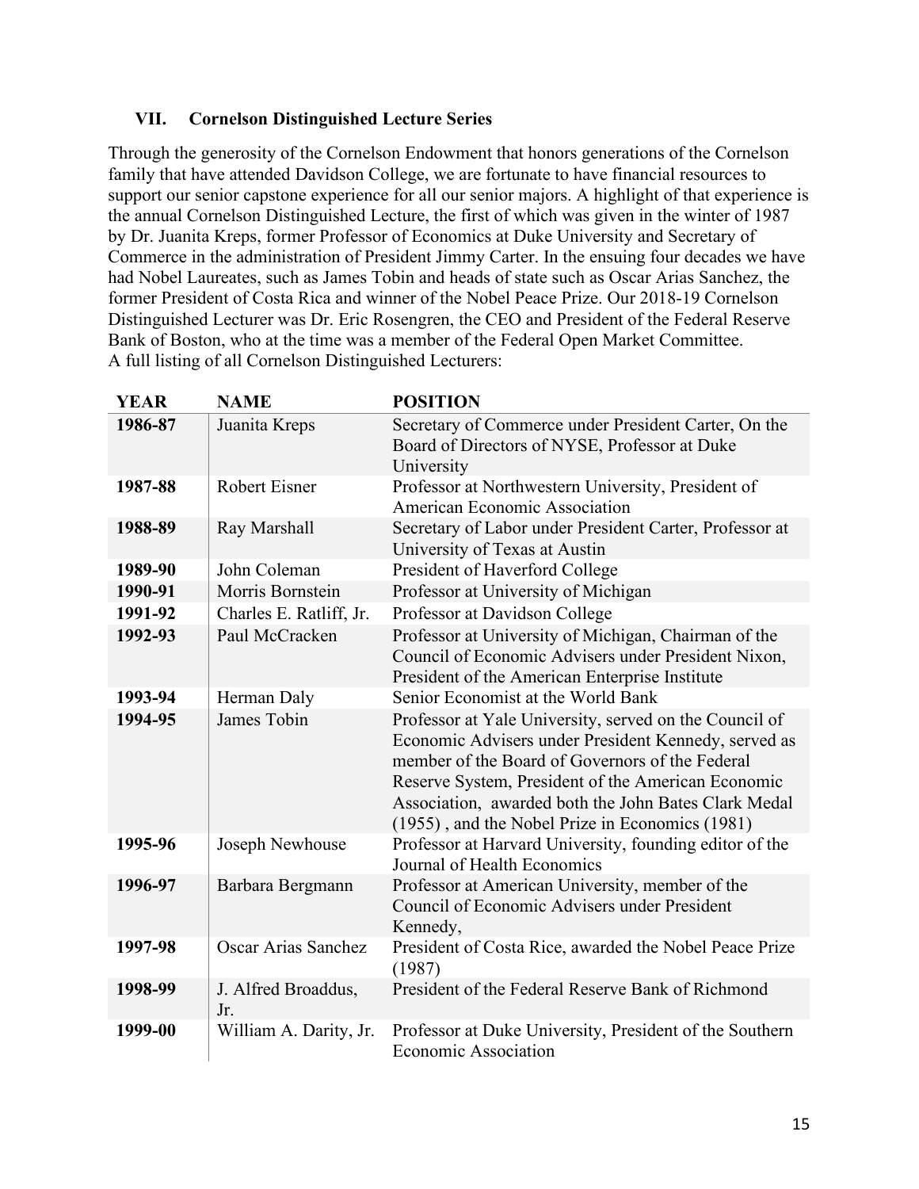### VII. Cornelson Distinguished Lecture Series

Through the generosity of the Cornelson Endowment that honors generations of the Cornelson family that have attended Davidson College, we are fortunate to have financial resources to support our senior capstone experience for all our senior majors. A highlight of that experience is the annual Cornelson Distinguished Lecture, the first of which was given in the winter of 1987 by Dr. Juanita Kreps, former Professor of Economics at Duke University and Secretary of Commerce in the administration of President Jimmy Carter. In the ensuing four decades we have had Nobel Laureates, such as James Tobin and heads of state such as Oscar Arias Sanchez, the former President of Costa Rica and winner of the Nobel Peace Prize. Our 2018-19 Cornelson Distinguished Lecturer was Dr. Eric Rosengren, the CEO and President of the Federal Reserve Bank of Boston, who at the time was a member of the Federal Open Market Committee.
A full listing of all Cornelson Distinguished Lecturers:

| YEAR | NAME | POSITION |
|---|---|---|
| **1986-87** | Juanita Kreps | Secretary of Commerce under President Carter, On the Board of Directors of NYSE, Professor at Duke University |
| **1987-88** | Robert Eisner | Professor at Northwestern University, President of American Economic Association |
| **1988-89** | Ray Marshall | Secretary of Labor under President Carter, Professor at University of Texas at Austin |
| **1989-90** | John Coleman | President of Haverford College |
| **1990-91** | Morris Bornstein | Professor at University of Michigan |
| **1991-92** | Charles E. Ratliff, Jr. | Professor at Davidson College |
| **1992-93** | Paul McCracken | Professor at University of Michigan, Chairman of the Council of Economic Advisers under President Nixon, President of the American Enterprise Institute |
| **1993-94** | Herman Daly | Senior Economist at the World Bank |
| **1994-95** | James Tobin | Professor at Yale University, served on the Council of Economic Advisers under President Kennedy, served as member of the Board of Governors of the Federal Reserve System, President of the American Economic Association, awarded both the John Bates Clark Medal (1955) , and the Nobel Prize in Economics (1981) |
| **1995-96** | Joseph Newhouse | Professor at Harvard University, founding editor of the Journal of Health Economics |
| **1996-97** | Barbara Bergmann | Professor at American University, member of the Council of Economic Advisers under President Kennedy, |
| **1997-98** | Oscar Arias Sanchez | President of Costa Rice, awarded the Nobel Peace Prize (1987) |
| **1998-99** | J. Alfred Broaddus, Jr. | President of the Federal Reserve Bank of Richmond |
| **1999-00** | William A. Darity, Jr. | Professor at Duke University, President of the Southern Economic Association |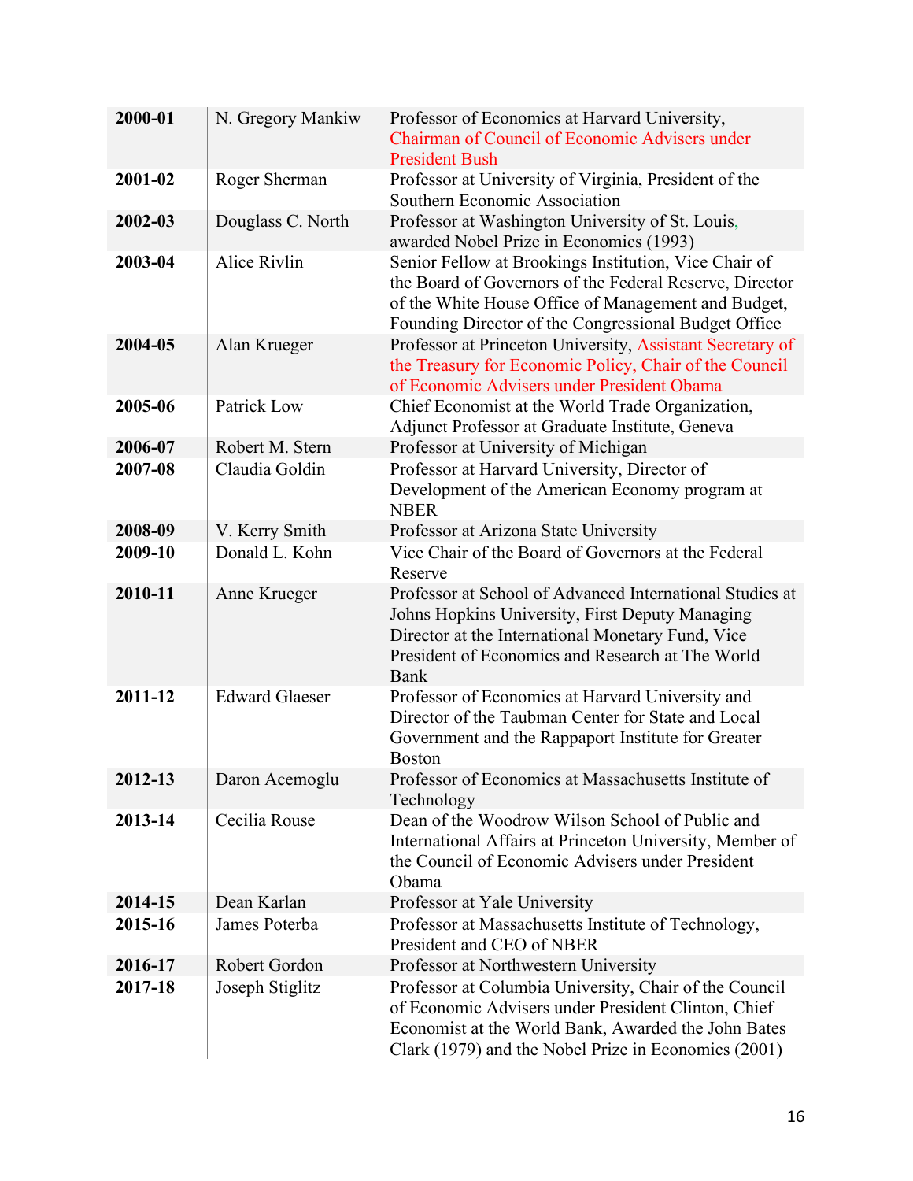| | | |
|---|---|---|
| **2000-01** | N. Gregory Mankiw | Professor of Economics at Harvard University, Chairman of Council of Economic Advisers under President Bush |
| **2001-02** | Roger Sherman | Professor at University of Virginia, President of the Southern Economic Association |
| **2002-03** | Douglass C. North | Professor at Washington University of St. Louis, awarded Nobel Prize in Economics (1993) |
| **2003-04** | Alice Rivlin | Senior Fellow at Brookings Institution, Vice Chair of the Board of Governors of the Federal Reserve, Director of the White House Office of Management and Budget, Founding Director of the Congressional Budget Office |
| **2004-05** | Alan Krueger | Professor at Princeton University, Assistant Secretary of the Treasury for Economic Policy, Chair of the Council of Economic Advisers under President Obama |
| **2005-06** | Patrick Low | Chief Economist at the World Trade Organization, Adjunct Professor at Graduate Institute, Geneva |
| **2006-07** | Robert M. Stern | Professor at University of Michigan |
| **2007-08** | Claudia Goldin | Professor at Harvard University, Director of Development of the American Economy program at NBER |
| **2008-09** | V. Kerry Smith | Professor at Arizona State University |
| **2009-10** | Donald L. Kohn | Vice Chair of the Board of Governors at the Federal Reserve |
| **2010-11** | Anne Krueger | Professor at School of Advanced International Studies at Johns Hopkins University, First Deputy Managing Director at the International Monetary Fund, Vice President of Economics and Research at The World Bank |
| **2011-12** | Edward Glaeser | Professor of Economics at Harvard University and Director of the Taubman Center for State and Local Government and the Rappaport Institute for Greater Boston |
| **2012-13** | Daron Acemoglu | Professor of Economics at Massachusetts Institute of Technology |
| **2013-14** | Cecilia Rouse | Dean of the Woodrow Wilson School of Public and International Affairs at Princeton University, Member of the Council of Economic Advisers under President Obama |
| **2014-15** | Dean Karlan | Professor at Yale University |
| **2015-16** | James Poterba | Professor at Massachusetts Institute of Technology, President and CEO of NBER |
| **2016-17** | Robert Gordon | Professor at Northwestern University |
| **2017-18** | Joseph Stiglitz | Professor at Columbia University, Chair of the Council of Economic Advisers under President Clinton, Chief Economist at the World Bank, Awarded the John Bates Clark (1979) and the Nobel Prize in Economics (2001) |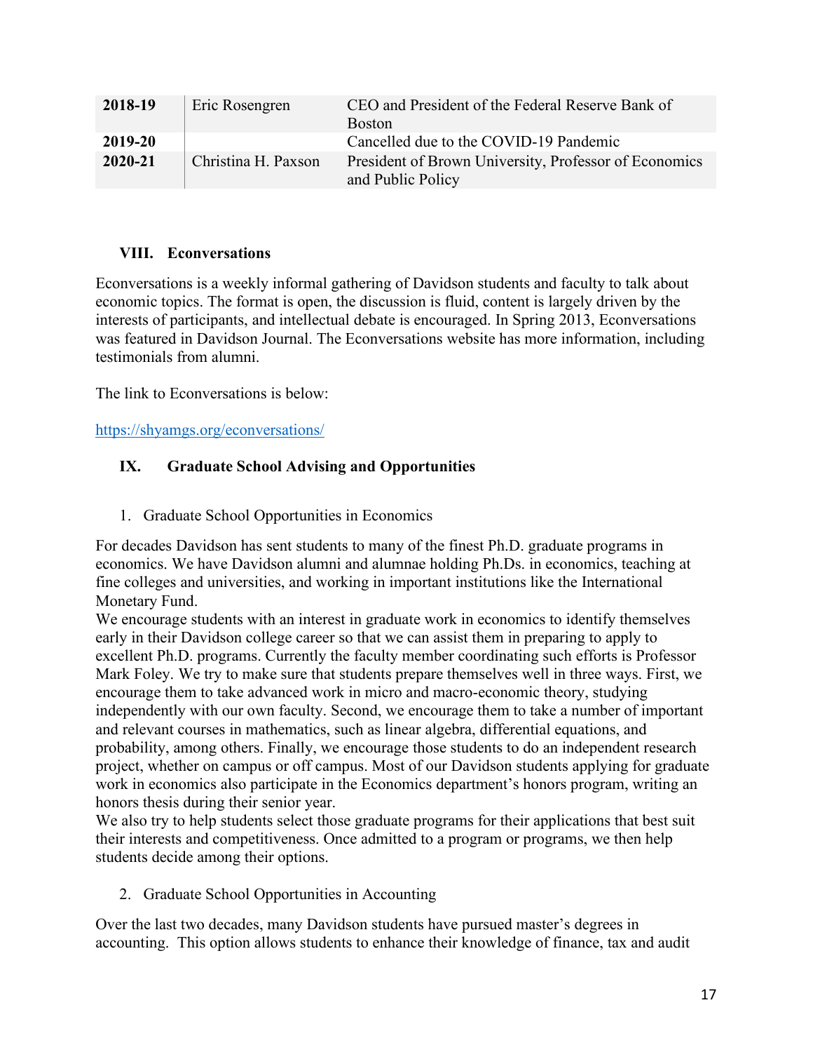| 2018-19 | Eric Rosengren | CEO and President of the Federal Reserve Bank of Boston |
|---|---|---|
| 2019-20 | | Cancelled due to the COVID-19 Pandemic |
| 2020-21 | Christina H. Paxson | President of Brown University, Professor of Economics and Public Policy |

## VIII. Econversations

Econversations is a weekly informal gathering of Davidson students and faculty to talk about economic topics. The format is open, the discussion is fluid, content is largely driven by the interests of participants, and intellectual debate is encouraged. In Spring 2013, Econversations was featured in Davidson Journal. The Econversations website has more information, including testimonials from alumni.

The link to Econversations is below:

https://shyamgs.org/econversations/

## IX. Graduate School Advising and Opportunities

1. Graduate School Opportunities in Economics

For decades Davidson has sent students to many of the finest Ph.D. graduate programs in economics. We have Davidson alumni and alumnae holding Ph.Ds. in economics, teaching at fine colleges and universities, and working in important institutions like the International Monetary Fund.

We encourage students with an interest in graduate work in economics to identify themselves early in their Davidson college career so that we can assist them in preparing to apply to excellent Ph.D. programs. Currently the faculty member coordinating such efforts is Professor Mark Foley. We try to make sure that students prepare themselves well in three ways. First, we encourage them to take advanced work in micro and macro-economic theory, studying independently with our own faculty. Second, we encourage them to take a number of important and relevant courses in mathematics, such as linear algebra, differential equations, and probability, among others. Finally, we encourage those students to do an independent research project, whether on campus or off campus. Most of our Davidson students applying for graduate work in economics also participate in the Economics department's honors program, writing an honors thesis during their senior year.

We also try to help students select those graduate programs for their applications that best suit their interests and competitiveness. Once admitted to a program or programs, we then help students decide among their options.

2. Graduate School Opportunities in Accounting

Over the last two decades, many Davidson students have pursued master's degrees in accounting. This option allows students to enhance their knowledge of finance, tax and audit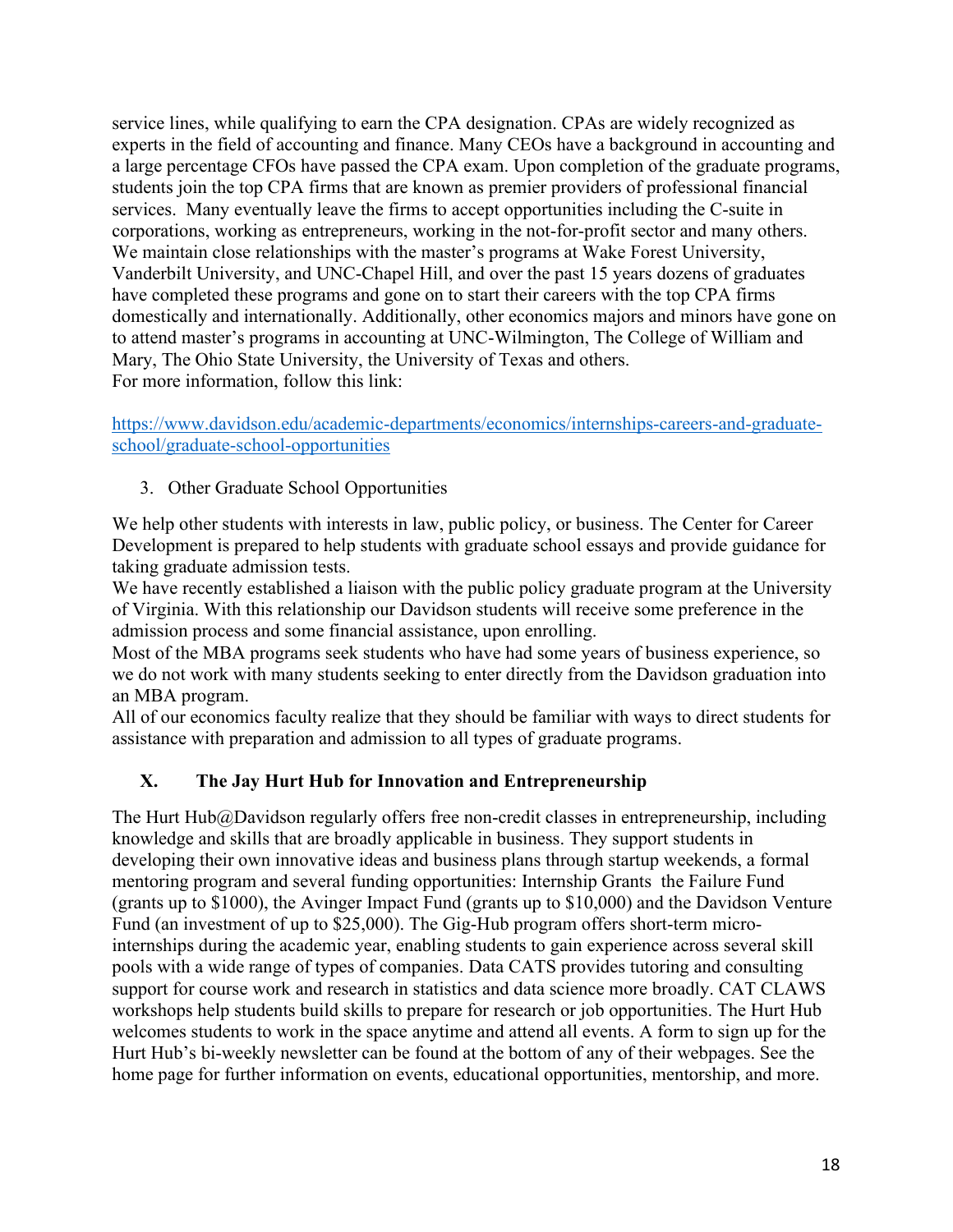service lines, while qualifying to earn the CPA designation. CPAs are widely recognized as experts in the field of accounting and finance. Many CEOs have a background in accounting and a large percentage CFOs have passed the CPA exam. Upon completion of the graduate programs, students join the top CPA firms that are known as premier providers of professional financial services. Many eventually leave the firms to accept opportunities including the C-suite in corporations, working as entrepreneurs, working in the not-for-profit sector and many others. We maintain close relationships with the master's programs at Wake Forest University, Vanderbilt University, and UNC-Chapel Hill, and over the past 15 years dozens of graduates have completed these programs and gone on to start their careers with the top CPA firms domestically and internationally. Additionally, other economics majors and minors have gone on to attend master's programs in accounting at UNC-Wilmington, The College of William and Mary, The Ohio State University, the University of Texas and others.
For more information, follow this link:

https://www.davidson.edu/academic-departments/economics/internships-careers-and-graduate-school/graduate-school-opportunities

3. Other Graduate School Opportunities

We help other students with interests in law, public policy, or business. The Center for Career Development is prepared to help students with graduate school essays and provide guidance for taking graduate admission tests.
We have recently established a liaison with the public policy graduate program at the University of Virginia. With this relationship our Davidson students will receive some preference in the admission process and some financial assistance, upon enrolling.
Most of the MBA programs seek students who have had some years of business experience, so we do not work with many students seeking to enter directly from the Davidson graduation into an MBA program.
All of our economics faculty realize that they should be familiar with ways to direct students for assistance with preparation and admission to all types of graduate programs.

## X. The Jay Hurt Hub for Innovation and Entrepreneurship

The Hurt Hub@Davidson regularly offers free non-credit classes in entrepreneurship, including knowledge and skills that are broadly applicable in business. They support students in developing their own innovative ideas and business plans through startup weekends, a formal mentoring program and several funding opportunities: Internship Grants the Failure Fund (grants up to $1000), the Avinger Impact Fund (grants up to $10,000) and the Davidson Venture Fund (an investment of up to $25,000). The Gig-Hub program offers short-term micro-internships during the academic year, enabling students to gain experience across several skill pools with a wide range of types of companies. Data CATS provides tutoring and consulting support for course work and research in statistics and data science more broadly. CAT CLAWS workshops help students build skills to prepare for research or job opportunities. The Hurt Hub welcomes students to work in the space anytime and attend all events. A form to sign up for the Hurt Hub's bi-weekly newsletter can be found at the bottom of any of their webpages. See the home page for further information on events, educational opportunities, mentorship, and more.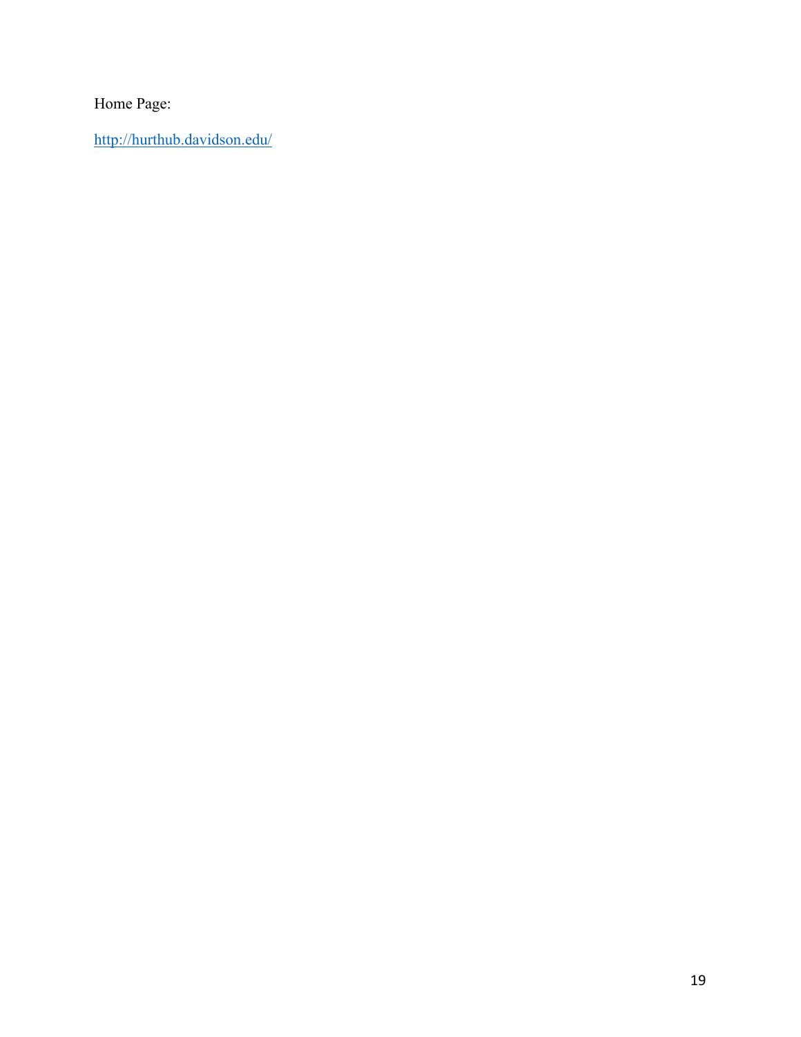Home Page:

[http://hurthub.davidson.edu/](http://hurthub.davidson.edu/)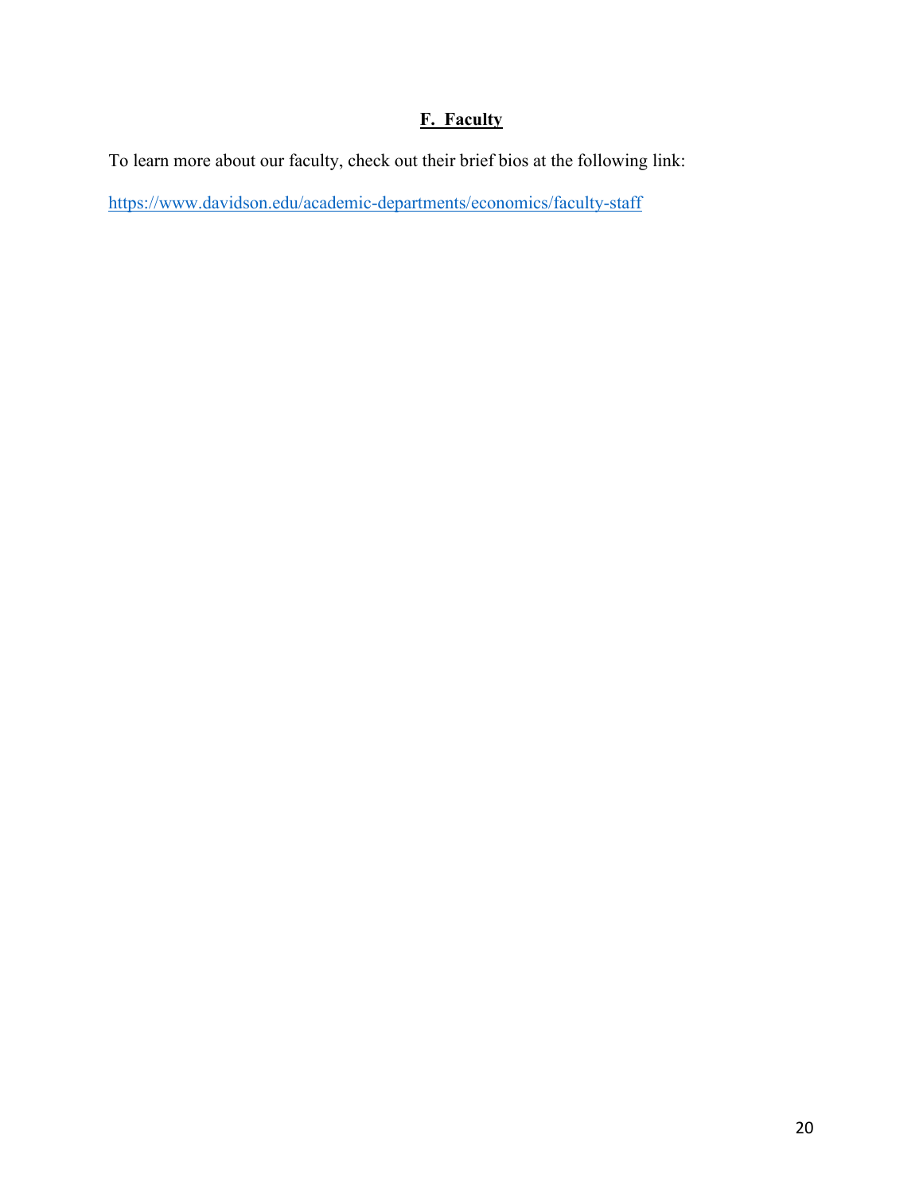## F. Faculty

To learn more about our faculty, check out their brief bios at the following link:

https://www.davidson.edu/academic-departments/economics/faculty-staff